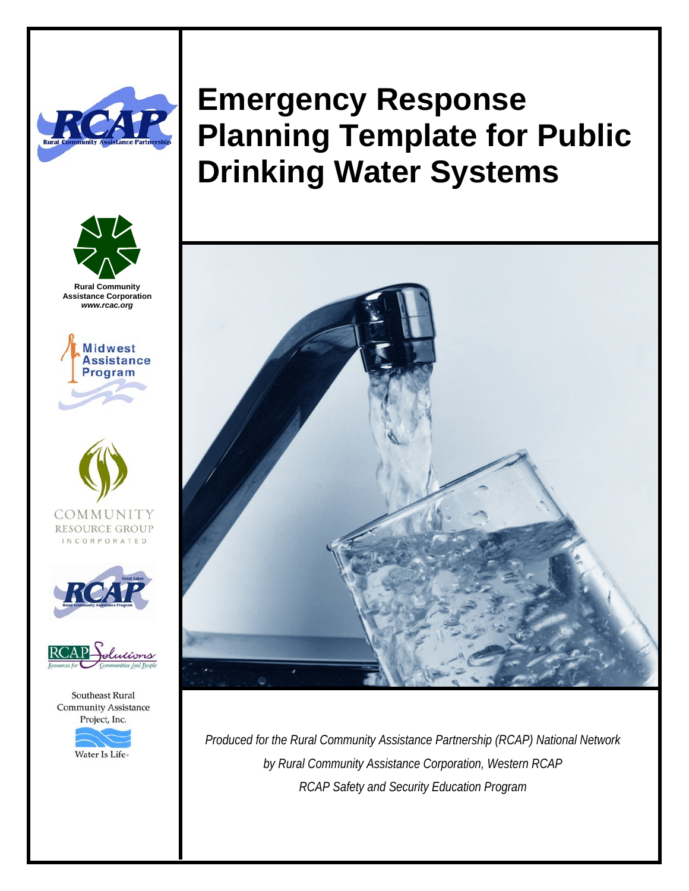# Emergency Response Planning Template for Public Drinking Water Systems

Rural Community Assistance Partnership

Rural Community Assistance Corporation
*www.rcac.org*

Midwest Assistance Program

COMMUNITY RESOURCE GROUP INCORPORATED

Great Lakes RCAP Rural Community Assistance Program

RCAP Solutions — Resources for Communities And People

Southeast Rural Community Assistance Project, Inc.
Water Is Life

*Produced for the Rural Community Assistance Partnership (RCAP) National Network*

*by Rural Community Assistance Corporation, Western RCAP*

*RCAP Safety and Security Education Program*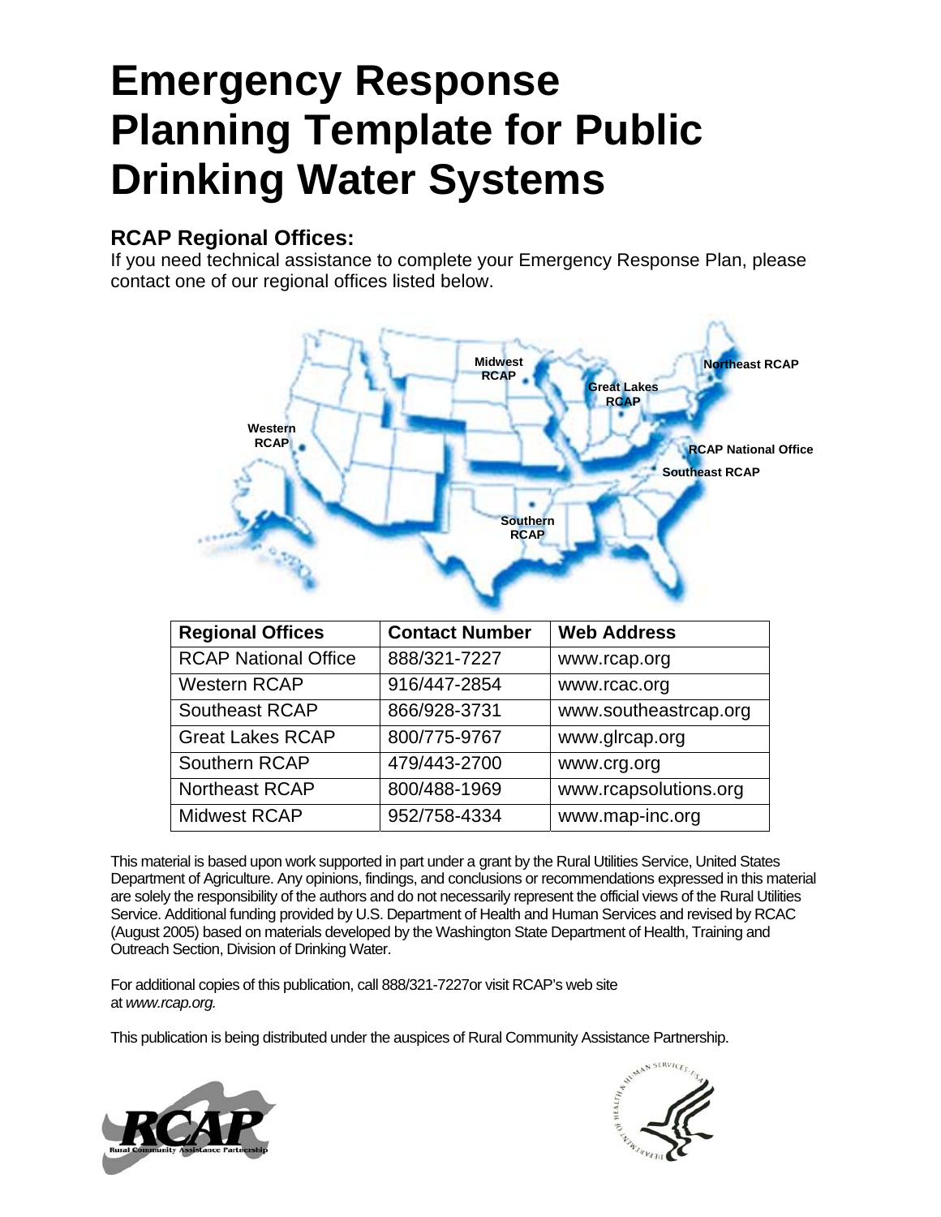# Emergency Response Planning Template for Public Drinking Water Systems

## RCAP Regional Offices:

If you need technical assistance to complete your Emergency Response Plan, please contact one of our regional offices listed below.

| Regional Offices | Contact Number | Web Address |
| --- | --- | --- |
| RCAP National Office | 888/321-7227 | www.rcap.org |
| Western RCAP | 916/447-2854 | www.rcac.org |
| Southeast RCAP | 866/928-3731 | www.southeastrcap.org |
| Great Lakes RCAP | 800/775-9767 | www.glrcap.org |
| Southern RCAP | 479/443-2700 | www.crg.org |
| Northeast RCAP | 800/488-1969 | www.rcapsolutions.org |
| Midwest RCAP | 952/758-4334 | www.map-inc.org |

This material is based upon work supported in part under a grant by the Rural Utilities Service, United States Department of Agriculture. Any opinions, findings, and conclusions or recommendations expressed in this material are solely the responsibility of the authors and do not necessarily represent the official views of the Rural Utilities Service. Additional funding provided by U.S. Department of Health and Human Services and revised by RCAC (August 2005) based on materials developed by the Washington State Department of Health, Training and Outreach Section, Division of Drinking Water.

For additional copies of this publication, call 888/321-7227or visit RCAP's web site at *www.rcap.org.*

This publication is being distributed under the auspices of Rural Community Assistance Partnership.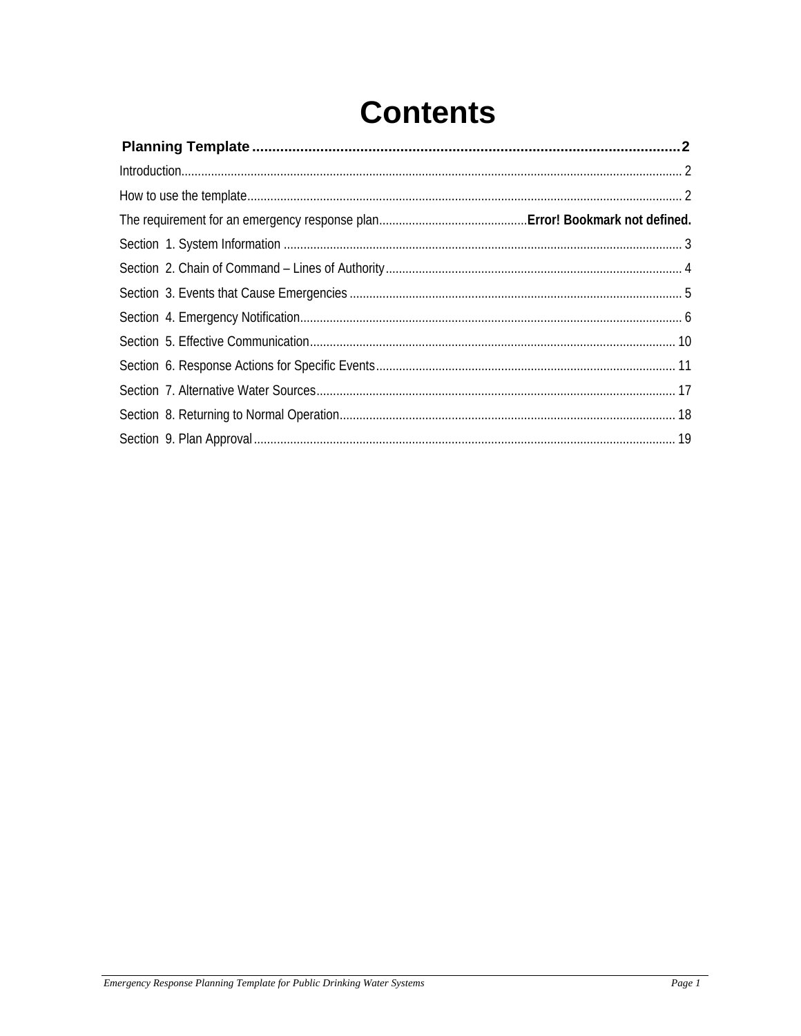# Contents

**Planning Template** .......... **2**

Introduction .......... 2

How to use the template .......... 2

The requirement for an emergency response plan .......... **Error! Bookmark not defined.**

Section 1. System Information .......... 3

Section 2. Chain of Command – Lines of Authority .......... 4

Section 3. Events that Cause Emergencies .......... 5

Section 4. Emergency Notification .......... 6

Section 5. Effective Communication .......... 10

Section 6. Response Actions for Specific Events .......... 11

Section 7. Alternative Water Sources .......... 17

Section 8. Returning to Normal Operation .......... 18

Section 9. Plan Approval .......... 19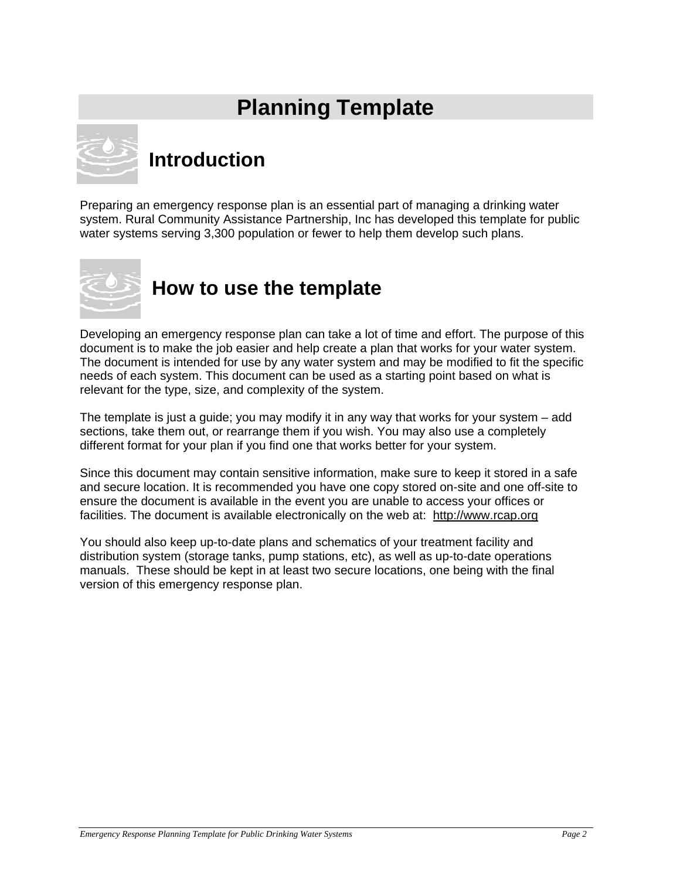# Planning Template

## Introduction

Preparing an emergency response plan is an essential part of managing a drinking water system. Rural Community Assistance Partnership, Inc has developed this template for public water systems serving 3,300 population or fewer to help them develop such plans.

## How to use the template

Developing an emergency response plan can take a lot of time and effort. The purpose of this document is to make the job easier and help create a plan that works for your water system. The document is intended for use by any water system and may be modified to fit the specific needs of each system. This document can be used as a starting point based on what is relevant for the type, size, and complexity of the system.

The template is just a guide; you may modify it in any way that works for your system – add sections, take them out, or rearrange them if you wish. You may also use a completely different format for your plan if you find one that works better for your system.

Since this document may contain sensitive information, make sure to keep it stored in a safe and secure location. It is recommended you have one copy stored on-site and one off-site to ensure the document is available in the event you are unable to access your offices or facilities. The document is available electronically on the web at: http://www.rcap.org

You should also keep up-to-date plans and schematics of your treatment facility and distribution system (storage tanks, pump stations, etc), as well as up-to-date operations manuals. These should be kept in at least two secure locations, one being with the final version of this emergency response plan.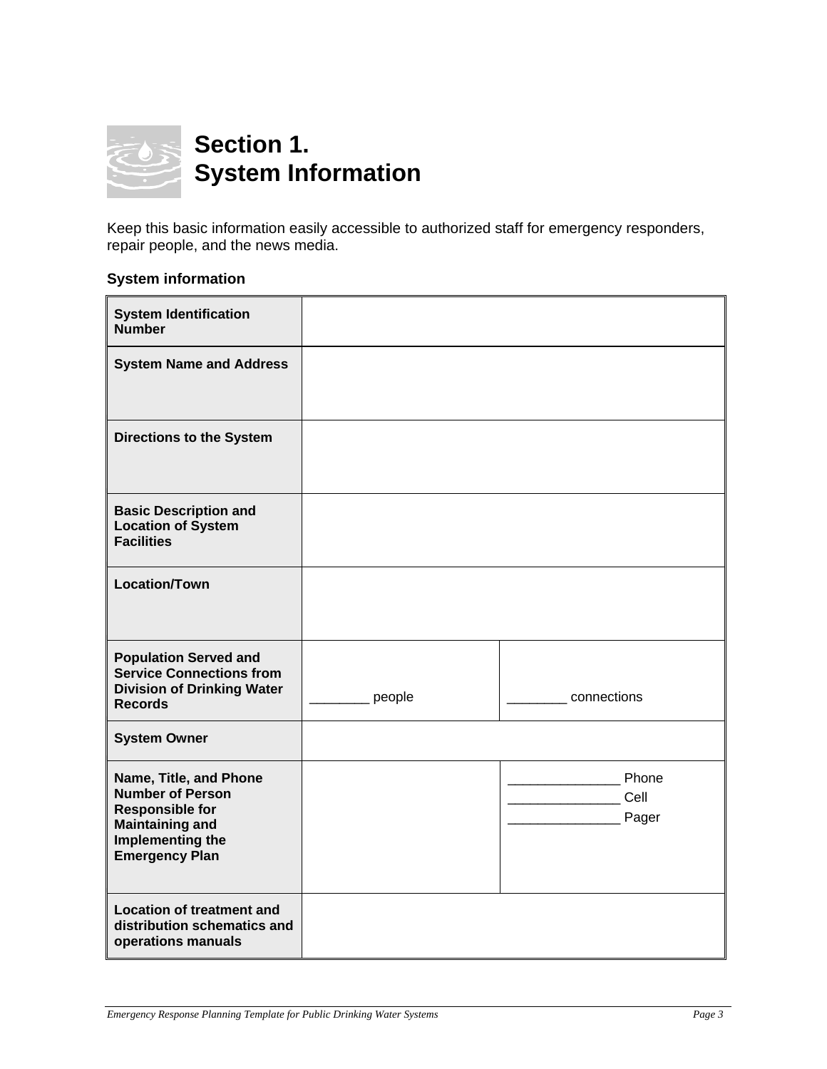# Section 1. System Information

Keep this basic information easily accessible to authorized staff for emergency responders, repair people, and the news media.

**System information**

| | | |
|---|---|---|
| **System Identification Number** | | |
| **System Name and Address** | | |
| **Directions to the System** | | |
| **Basic Description and Location of System Facilities** | | |
| **Location/Town** | | |
| **Population Served and Service Connections from Division of Drinking Water Records** | ________ people | ________ connections |
| **System Owner** | | |
| **Name, Title, and Phone Number of Person Responsible for Maintaining and Implementing the Emergency Plan** | | _______________ Phone<br>_______________ Cell<br>_______________ Pager |
| **Location of treatment and distribution schematics and operations manuals** | | |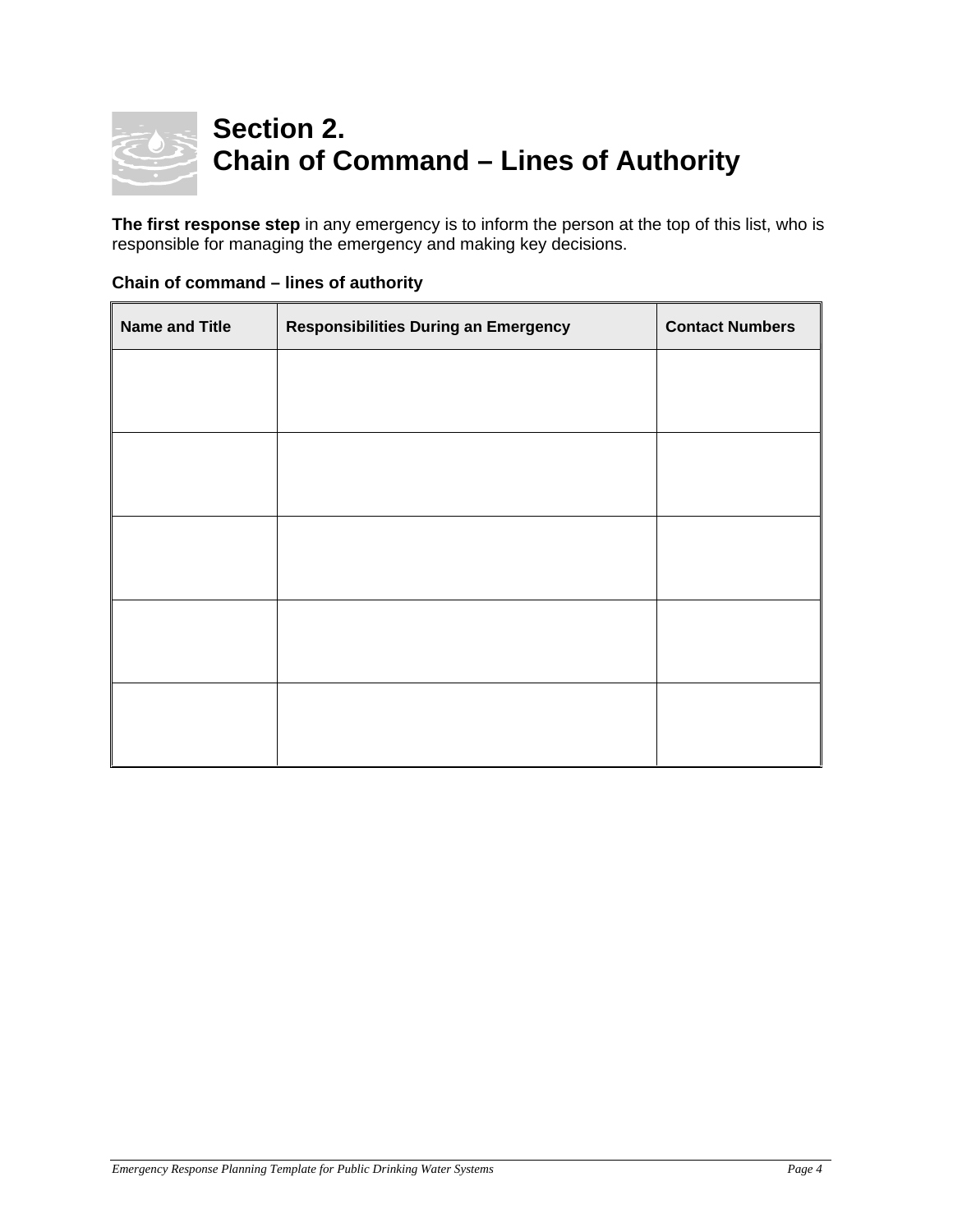# Section 2.
# Chain of Command – Lines of Authority

**The first response step** in any emergency is to inform the person at the top of this list, who is responsible for managing the emergency and making key decisions.

**Chain of command – lines of authority**

| Name and Title | Responsibilities During an Emergency | Contact Numbers |
|---|---|---|
| | | |
| | | |
| | | |
| | | |
| | | |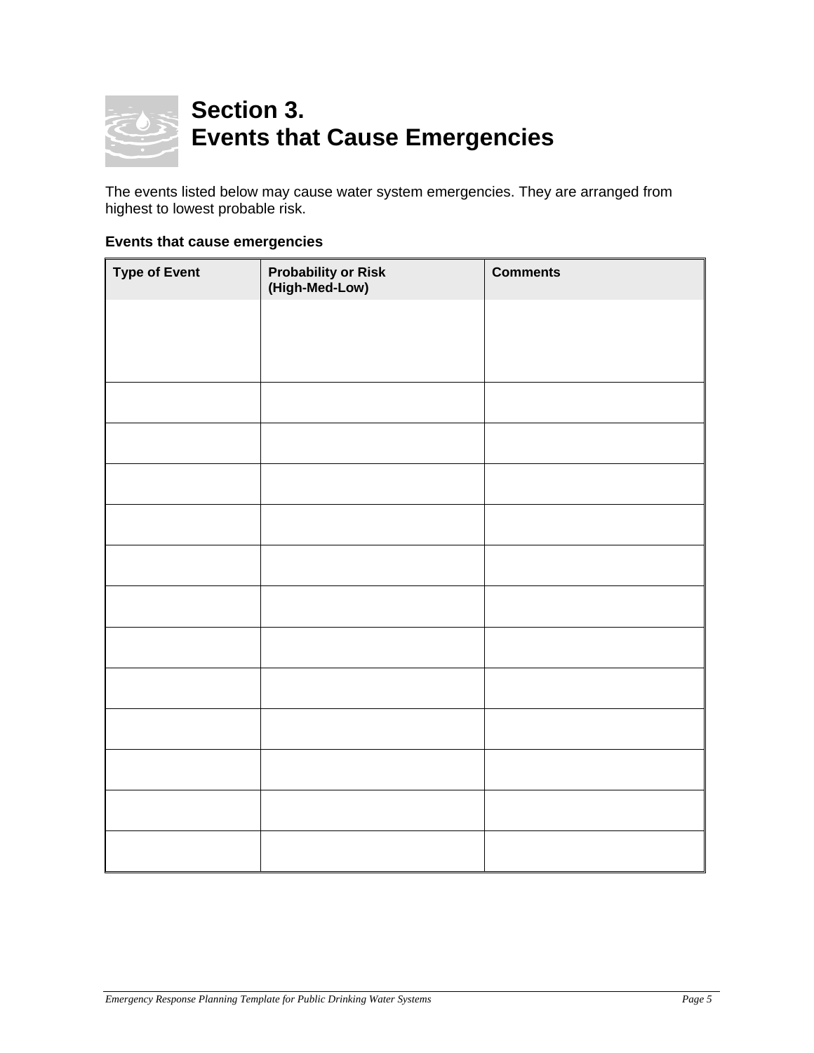# Section 3. Events that Cause Emergencies

The events listed below may cause water system emergencies. They are arranged from highest to lowest probable risk.

**Events that cause emergencies**

| Type of Event | Probability or Risk (High-Med-Low) | Comments |
| --- | --- | --- |
| | | |
| | | |
| | | |
| | | |
| | | |
| | | |
| | | |
| | | |
| | | |
| | | |
| | | |
| | | |
| | | |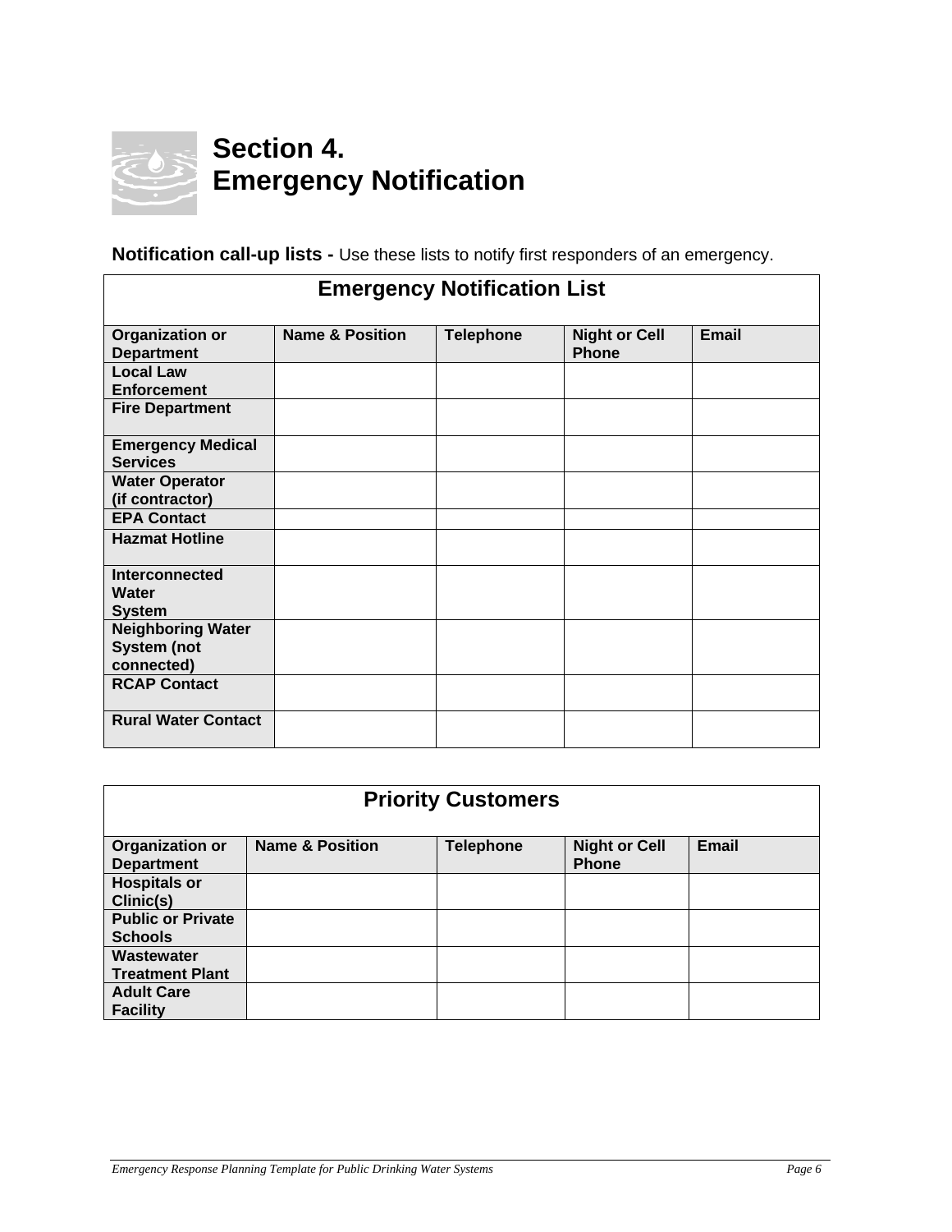# Section 4.
# Emergency Notification

**Notification call-up lists -** Use these lists to notify first responders of an emergency.

| Emergency Notification List | | | | |
|---|---|---|---|---|
| **Organization or Department** | **Name & Position** | **Telephone** | **Night or Cell Phone** | **Email** |
| **Local Law Enforcement** | | | | |
| **Fire Department** | | | | |
| **Emergency Medical Services** | | | | |
| **Water Operator (if contractor)** | | | | |
| **EPA Contact** | | | | |
| **Hazmat Hotline** | | | | |
| **Interconnected Water System** | | | | |
| **Neighboring Water System (not connected)** | | | | |
| **RCAP Contact** | | | | |
| **Rural Water Contact** | | | | |

| Priority Customers | | | | |
|---|---|---|---|---|
| **Organization or Department** | **Name & Position** | **Telephone** | **Night or Cell Phone** | **Email** |
| **Hospitals or Clinic(s)** | | | | |
| **Public or Private Schools** | | | | |
| **Wastewater Treatment Plant** | | | | |
| **Adult Care Facility** | | | | |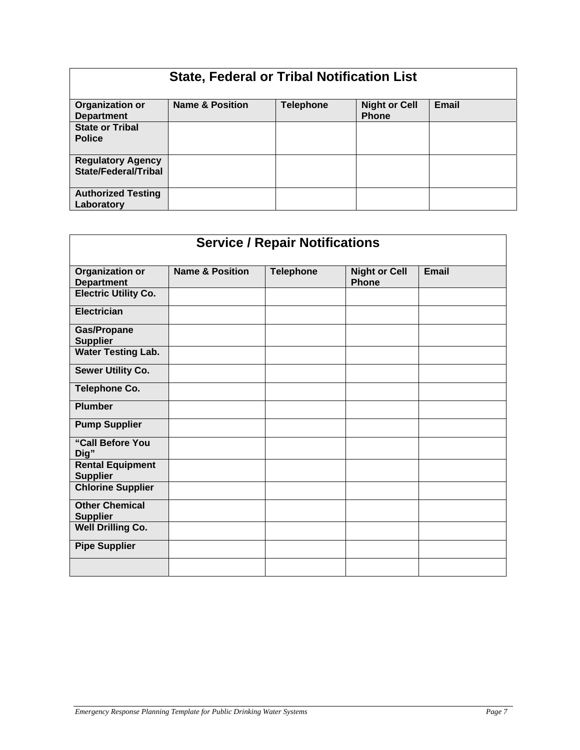| State, Federal or Tribal Notification List | | | | |
|---|---|---|---|---|
| **Organization or Department** | **Name & Position** | **Telephone** | **Night or Cell Phone** | **Email** |
| **State or Tribal Police** | | | | |
| **Regulatory Agency State/Federal/Tribal** | | | | |
| **Authorized Testing Laboratory** | | | | |

| Service / Repair Notifications | | | | |
|---|---|---|---|---|
| **Organization or Department** | **Name & Position** | **Telephone** | **Night or Cell Phone** | **Email** |
| **Electric Utility Co.** | | | | |
| **Electrician** | | | | |
| **Gas/Propane Supplier** | | | | |
| **Water Testing Lab.** | | | | |
| **Sewer Utility Co.** | | | | |
| **Telephone Co.** | | | | |
| **Plumber** | | | | |
| **Pump Supplier** | | | | |
| **“Call Before You Dig”** | | | | |
| **Rental Equipment Supplier** | | | | |
| **Chlorine Supplier** | | | | |
| **Other Chemical Supplier** | | | | |
| **Well Drilling Co.** | | | | |
| **Pipe Supplier** | | | | |
| | | | | |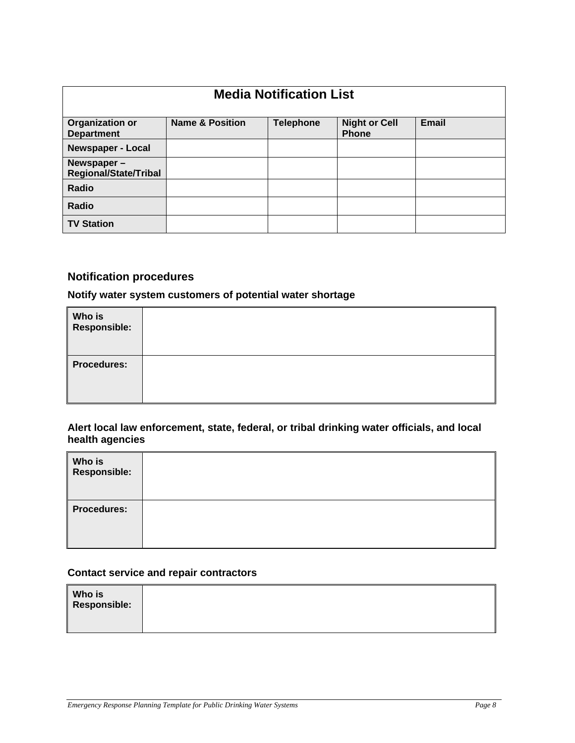| Media Notification List | | | | |
|---|---|---|---|---|
| **Organization or Department** | **Name & Position** | **Telephone** | **Night or Cell Phone** | **Email** |
| **Newspaper - Local** | | | | |
| **Newspaper – Regional/State/Tribal** | | | | |
| **Radio** | | | | |
| **Radio** | | | | |
| **TV Station** | | | | |

### Notification procedures

#### Notify water system customers of potential water shortage

| | |
|---|---|
| **Who is Responsible:** | |
| **Procedures:** | |

#### Alert local law enforcement, state, federal, or tribal drinking water officials, and local health agencies

| | |
|---|---|
| **Who is Responsible:** | |
| **Procedures:** | |

#### Contact service and repair contractors

| | |
|---|---|
| **Who is Responsible:** | |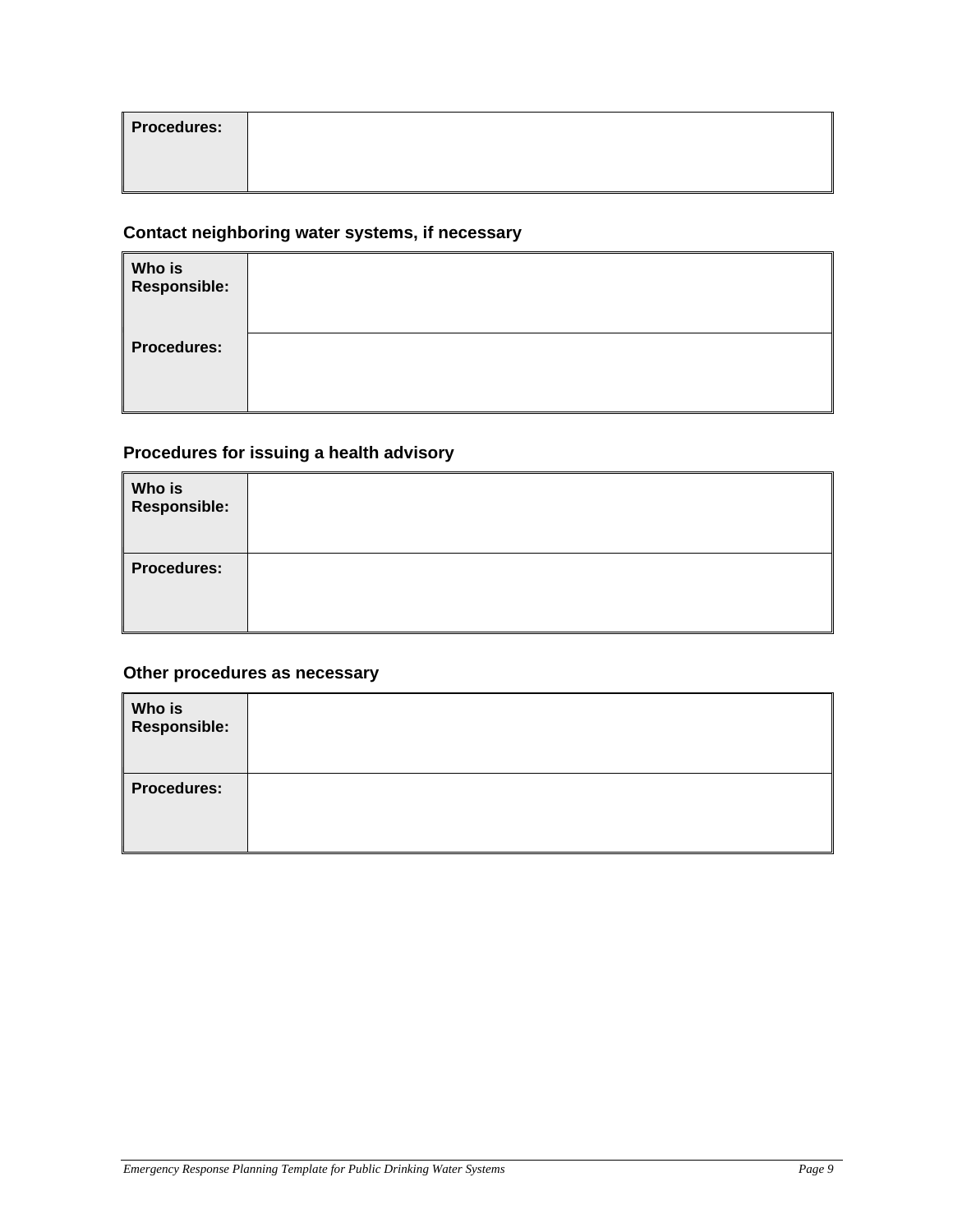| Procedures: | |
|---|---|

### Contact neighboring water systems, if necessary

| Who is Responsible: | |
|---|---|
| Procedures: | |

### Procedures for issuing a health advisory

| Who is Responsible: | |
|---|---|
| Procedures: | |

### Other procedures as necessary

| Who is Responsible: | |
|---|---|
| Procedures: | |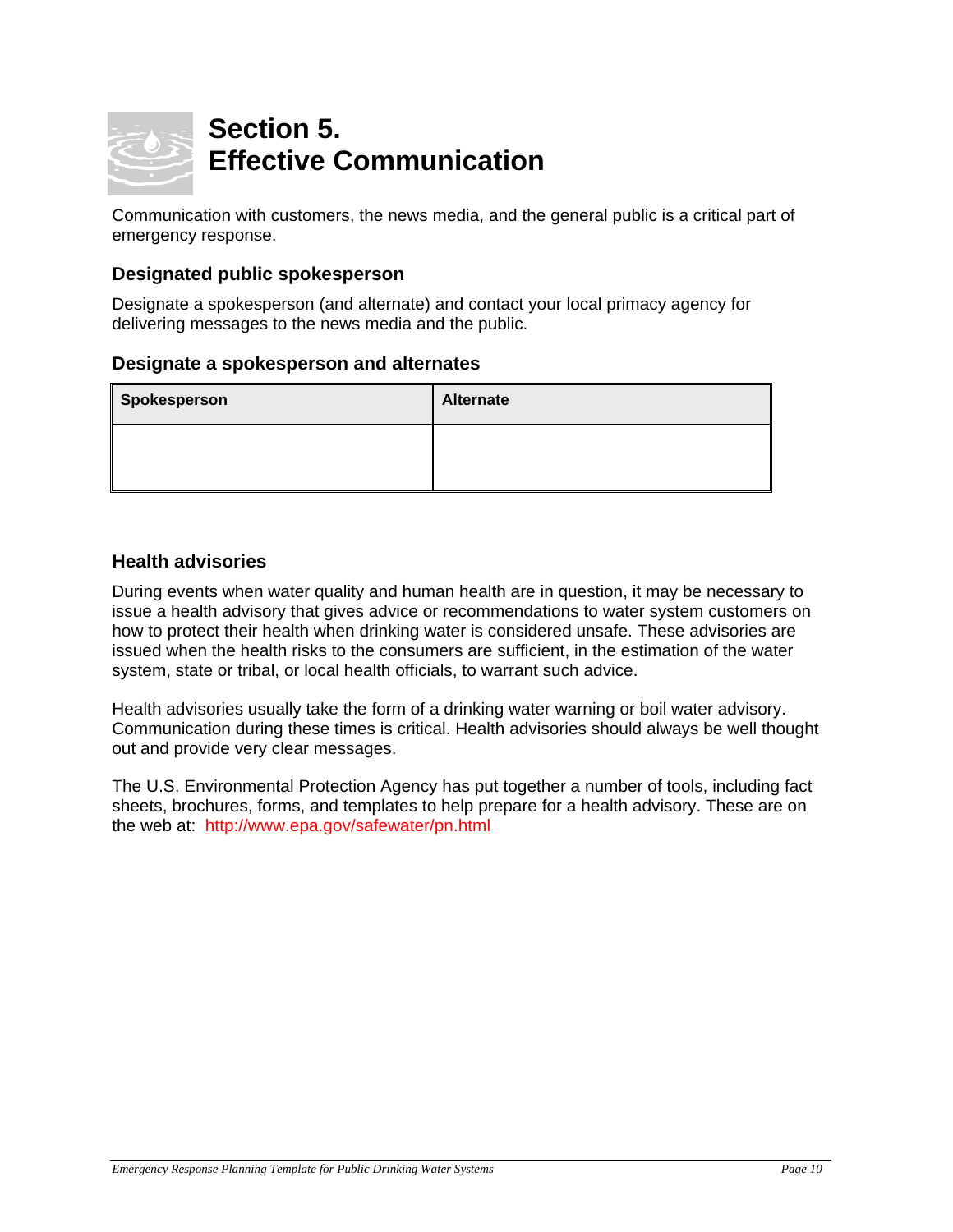# Section 5. Effective Communication

Communication with customers, the news media, and the general public is a critical part of emergency response.

### Designated public spokesperson

Designate a spokesperson (and alternate) and contact your local primacy agency for delivering messages to the news media and the public.

### Designate a spokesperson and alternates

| Spokesperson | Alternate |
|---|---|
| | |

### Health advisories

During events when water quality and human health are in question, it may be necessary to issue a health advisory that gives advice or recommendations to water system customers on how to protect their health when drinking water is considered unsafe. These advisories are issued when the health risks to the consumers are sufficient, in the estimation of the water system, state or tribal, or local health officials, to warrant such advice.

Health advisories usually take the form of a drinking water warning or boil water advisory. Communication during these times is critical. Health advisories should always be well thought out and provide very clear messages.

The U.S. Environmental Protection Agency has put together a number of tools, including fact sheets, brochures, forms, and templates to help prepare for a health advisory. These are on the web at: http://www.epa.gov/safewater/pn.html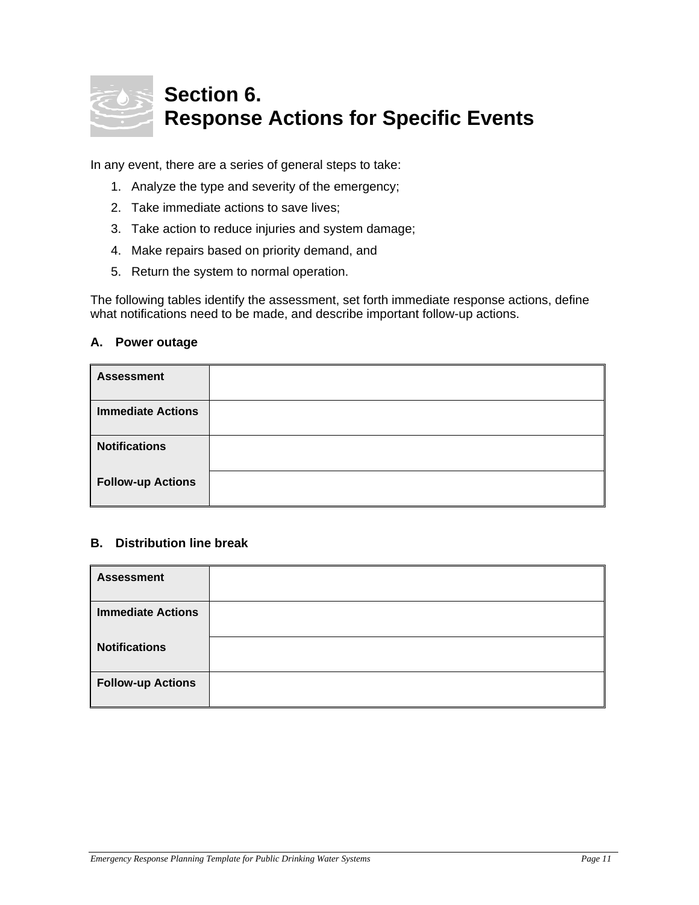# Section 6. Response Actions for Specific Events

In any event, there are a series of general steps to take:

1. Analyze the type and severity of the emergency;
2. Take immediate actions to save lives;
3. Take action to reduce injuries and system damage;
4. Make repairs based on priority demand, and
5. Return the system to normal operation.

The following tables identify the assessment, set forth immediate response actions, define what notifications need to be made, and describe important follow-up actions.

### A. Power outage

| | |
|---|---|
| **Assessment** | |
| **Immediate Actions** | |
| **Notifications** | |
| **Follow-up Actions** | |

### B. Distribution line break

| | |
|---|---|
| **Assessment** | |
| **Immediate Actions** | |
| **Notifications** | |
| **Follow-up Actions** | |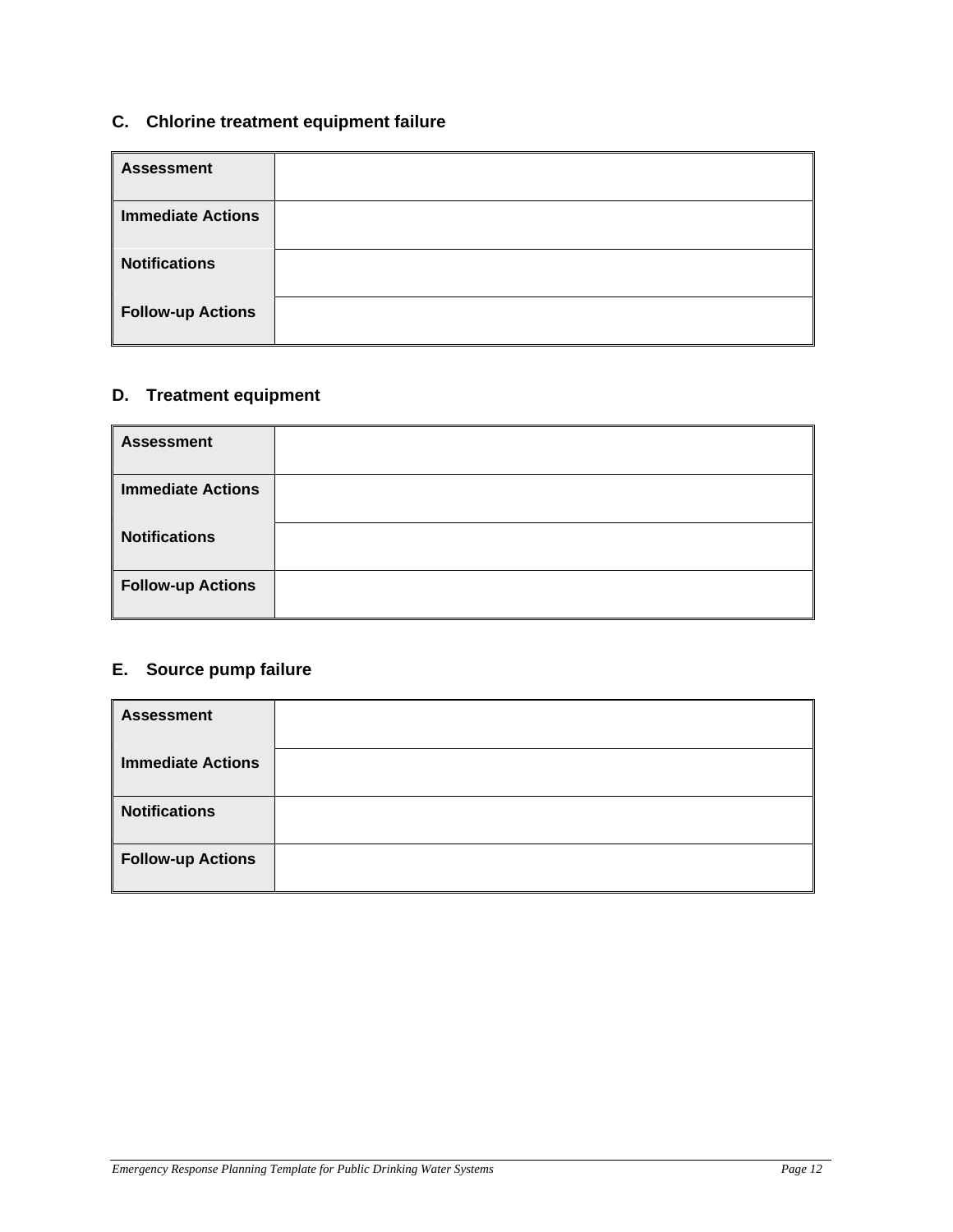### C. Chlorine treatment equipment failure

| Assessment | |
|---|---|
| Immediate Actions | |
| Notifications | |
| Follow-up Actions | |

### D. Treatment equipment

| Assessment | |
|---|---|
| Immediate Actions | |
| Notifications | |
| Follow-up Actions | |

### E. Source pump failure

| Assessment | |
|---|---|
| Immediate Actions | |
| Notifications | |
| Follow-up Actions | |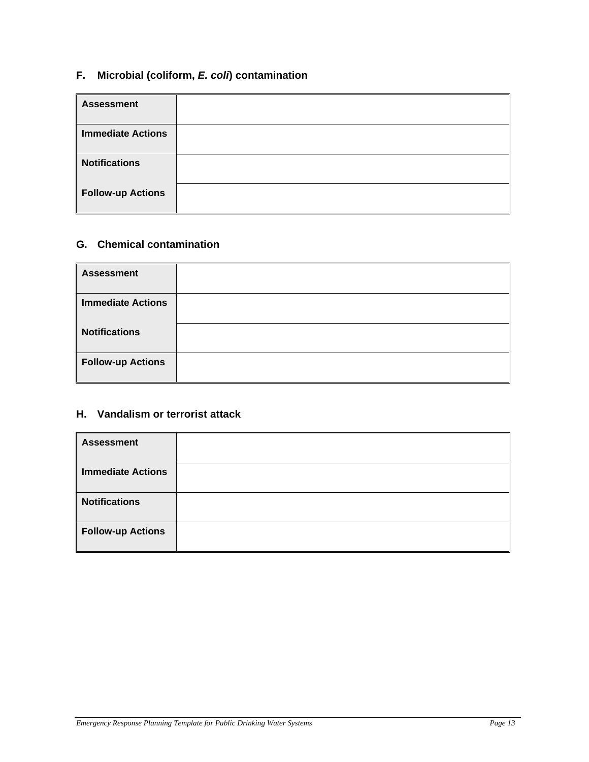## F. Microbial (coliform, *E. coli*) contamination

| | |
|---|---|
| **Assessment** | |
| **Immediate Actions** | |
| **Notifications** | |
| **Follow-up Actions** | |

## G. Chemical contamination

| | |
|---|---|
| **Assessment** | |
| **Immediate Actions** | |
| **Notifications** | |
| **Follow-up Actions** | |

## H. Vandalism or terrorist attack

| | |
|---|---|
| **Assessment** | |
| **Immediate Actions** | |
| **Notifications** | |
| **Follow-up Actions** | |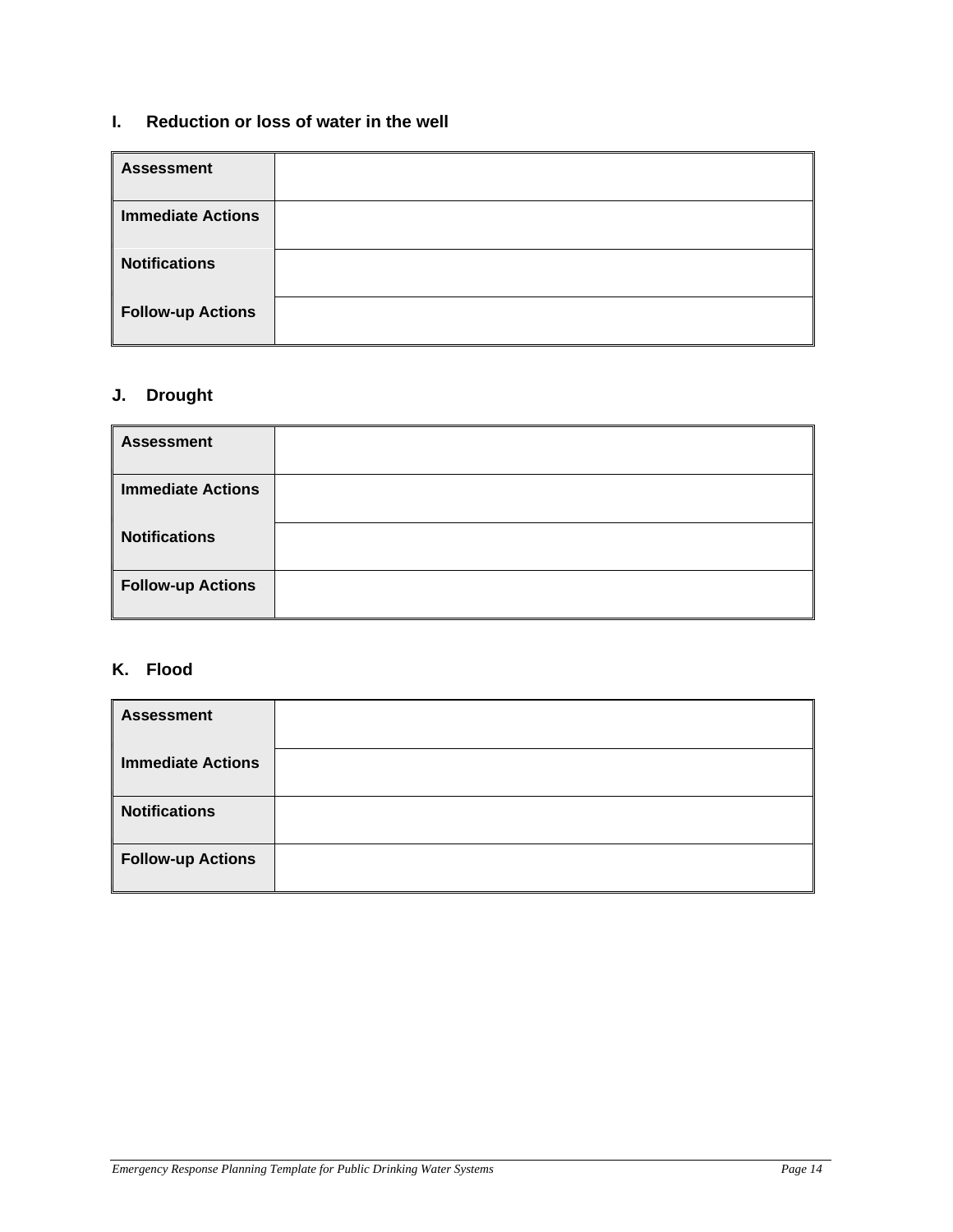### I. Reduction or loss of water in the well

| | |
|---|---|
| **Assessment** | |
| **Immediate Actions** | |
| **Notifications** | |
| **Follow-up Actions** | |

### J. Drought

| | |
|---|---|
| **Assessment** | |
| **Immediate Actions** | |
| **Notifications** | |
| **Follow-up Actions** | |

### K. Flood

| | |
|---|---|
| **Assessment** | |
| **Immediate Actions** | |
| **Notifications** | |
| **Follow-up Actions** | |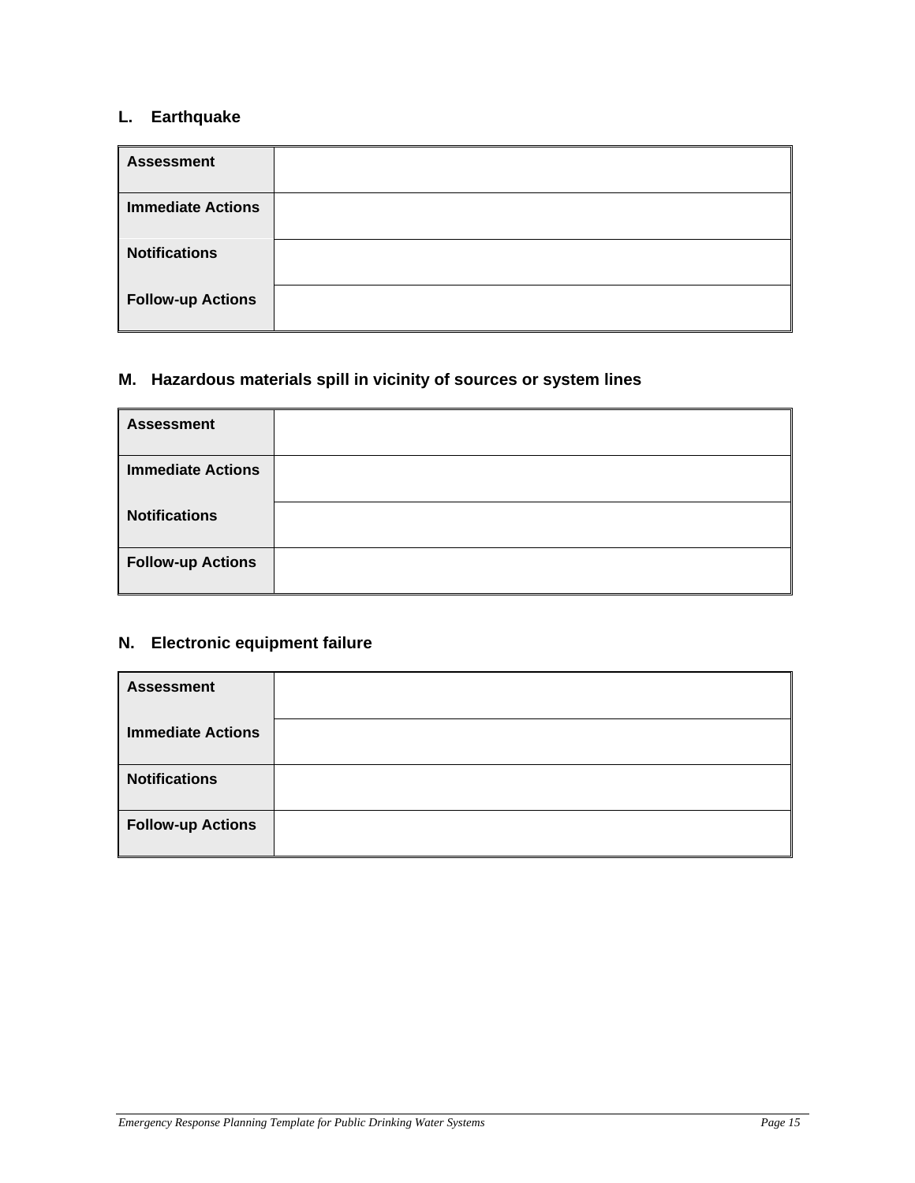### L. Earthquake

| | |
|---|---|
| **Assessment** | |
| **Immediate Actions** | |
| **Notifications** | |
| **Follow-up Actions** | |

### M. Hazardous materials spill in vicinity of sources or system lines

| | |
|---|---|
| **Assessment** | |
| **Immediate Actions** | |
| **Notifications** | |
| **Follow-up Actions** | |

### N. Electronic equipment failure

| | |
|---|---|
| **Assessment** | |
| **Immediate Actions** | |
| **Notifications** | |
| **Follow-up Actions** | |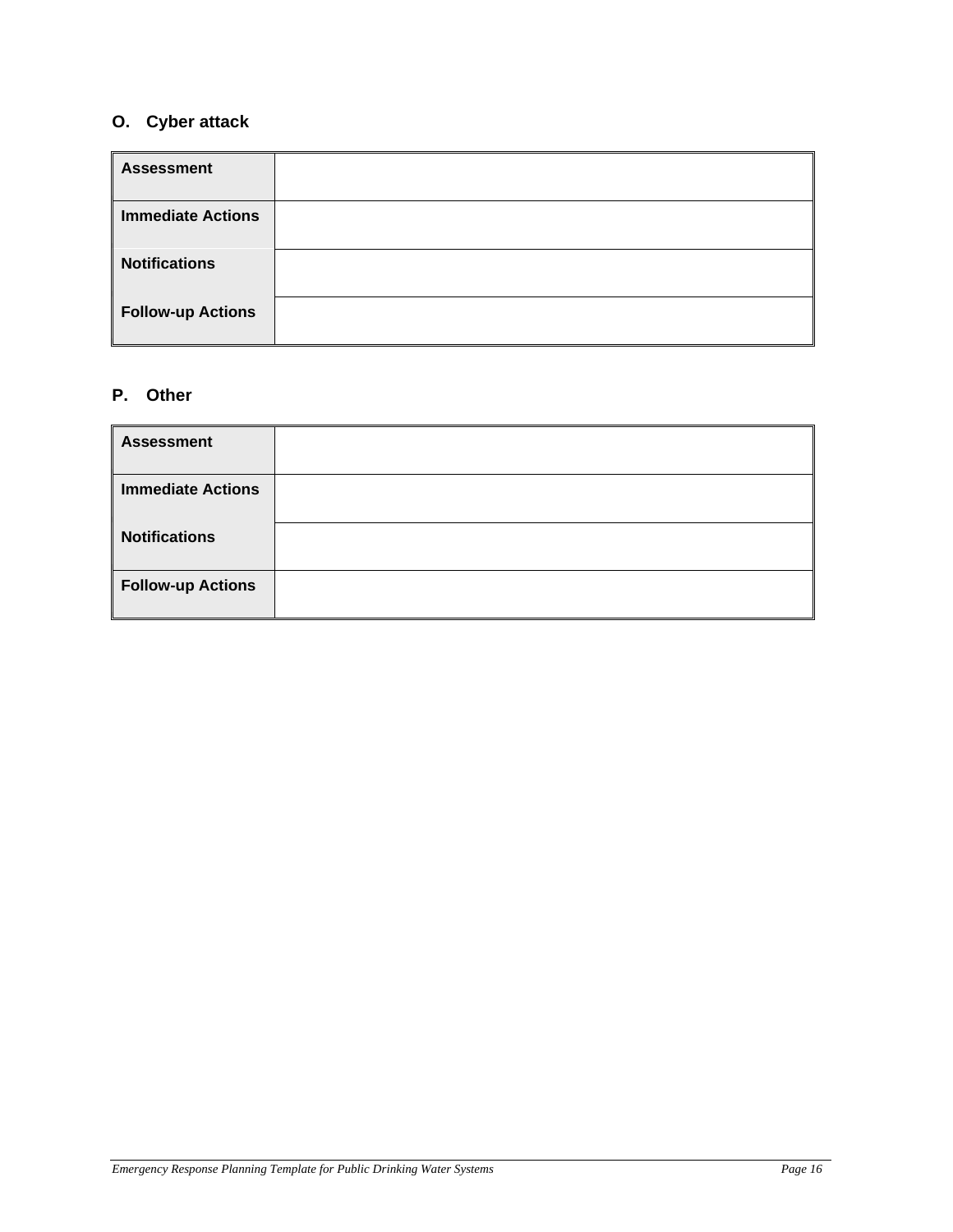## O. Cyber attack

| | |
|---|---|
| **Assessment** | |
| **Immediate Actions** | |
| **Notifications** | |
| **Follow-up Actions** | |

## P. Other

| | |
|---|---|
| **Assessment** | |
| **Immediate Actions** | |
| **Notifications** | |
| **Follow-up Actions** | |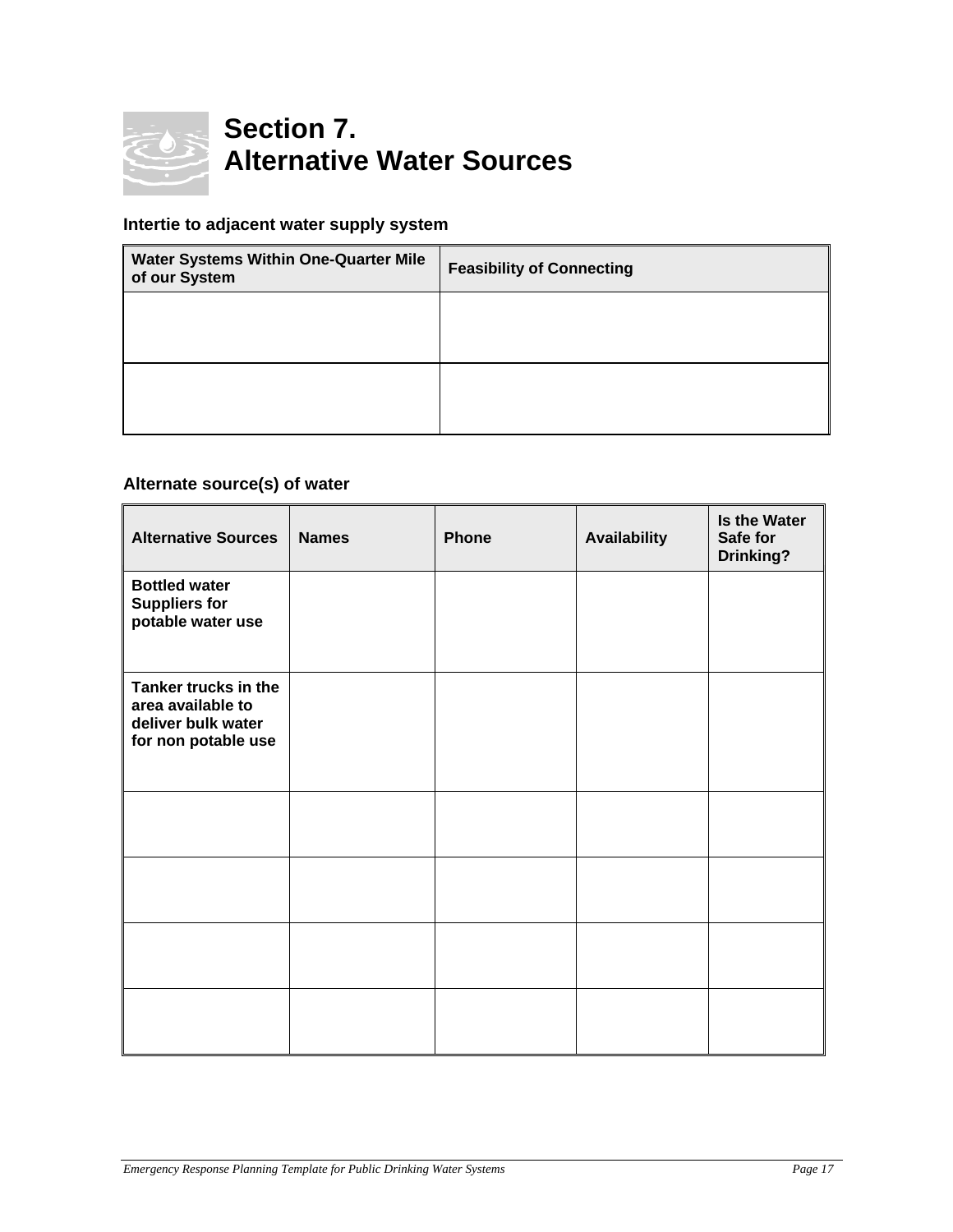# Section 7. Alternative Water Sources

### Intertie to adjacent water supply system

| Water Systems Within One-Quarter Mile of our System | Feasibility of Connecting |
|---|---|
| | |
| | |

### Alternate source(s) of water

| Alternative Sources | Names | Phone | Availability | Is the Water Safe for Drinking? |
|---|---|---|---|---|
| **Bottled water Suppliers for potable water use** | | | | |
| **Tanker trucks in the area available to deliver bulk water for non potable use** | | | | |
| | | | | |
| | | | | |
| | | | | |
| | | | | |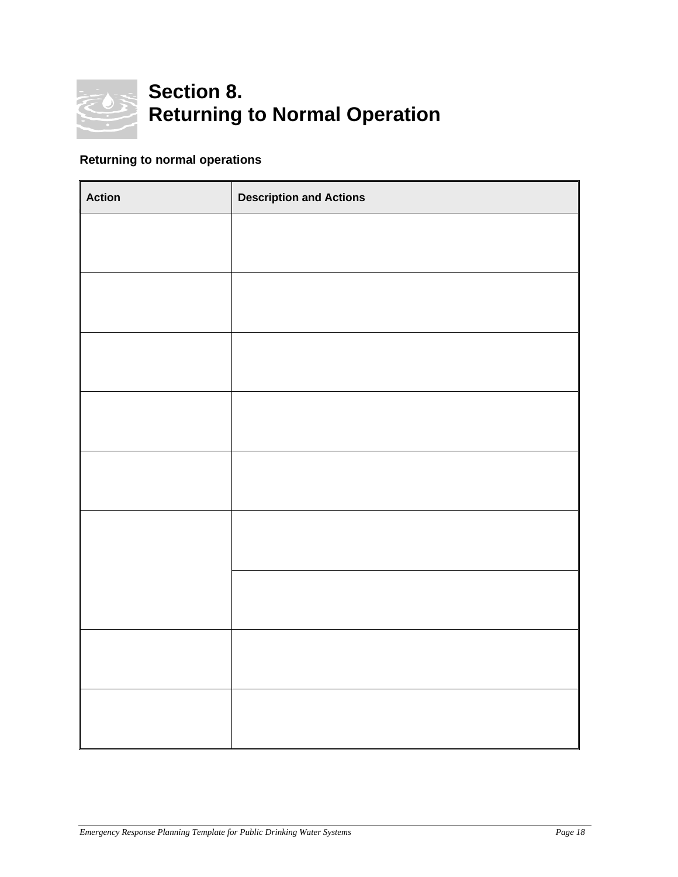# Section 8. Returning to Normal Operation

**Returning to normal operations**

| Action | Description and Actions |
|---|---|
| | |
| | |
| | |
| | |
| | |
| | |
| | |
| | |
| | |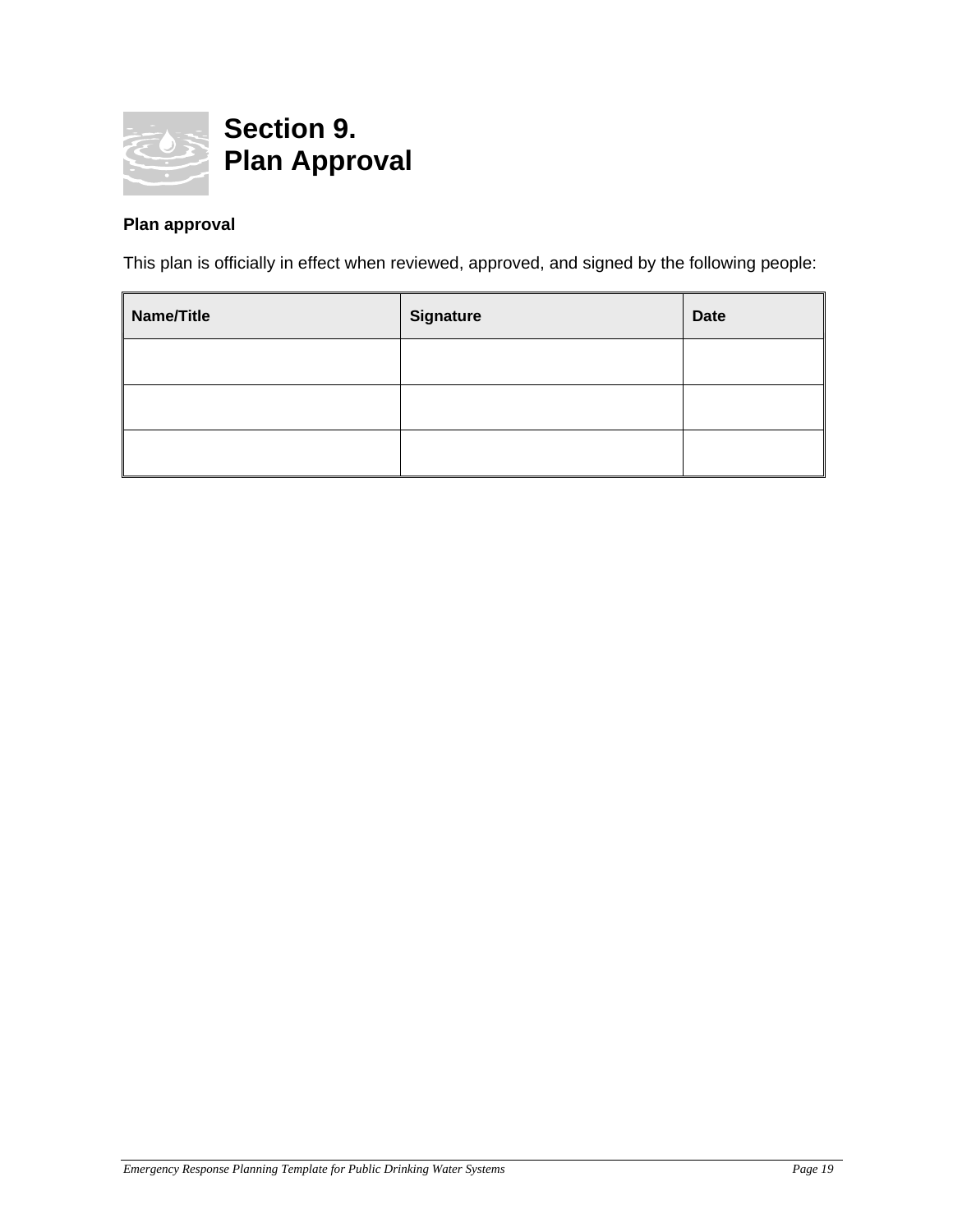# Section 9. Plan Approval

**Plan approval**

This plan is officially in effect when reviewed, approved, and signed by the following people:

| Name/Title | Signature | Date |
|---|---|---|
| | | |
| | | |
| | | |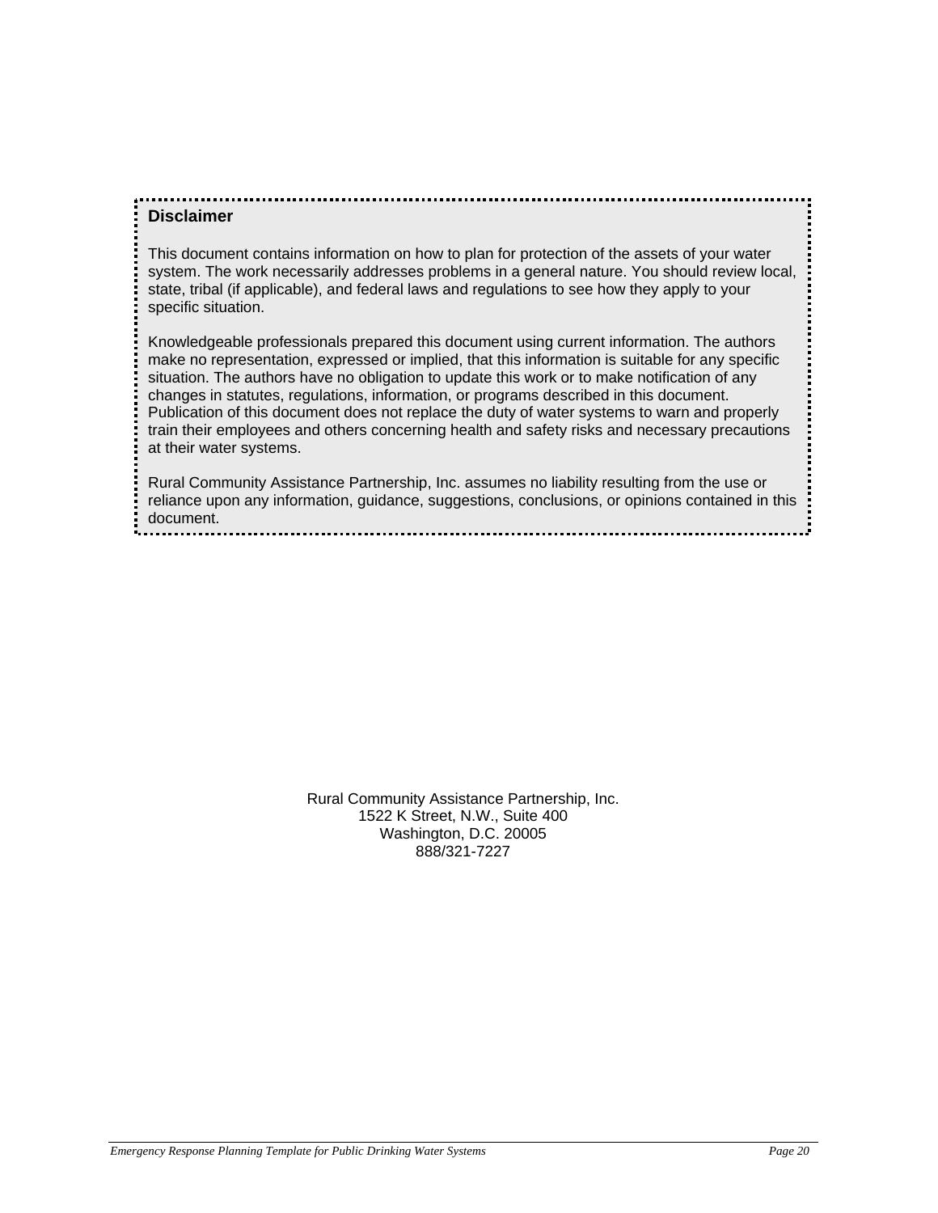**Disclaimer**

This document contains information on how to plan for protection of the assets of your water system. The work necessarily addresses problems in a general nature. You should review local, state, tribal (if applicable), and federal laws and regulations to see how they apply to your specific situation.

Knowledgeable professionals prepared this document using current information. The authors make no representation, expressed or implied, that this information is suitable for any specific situation. The authors have no obligation to update this work or to make notification of any changes in statutes, regulations, information, or programs described in this document. Publication of this document does not replace the duty of water systems to warn and properly train their employees and others concerning health and safety risks and necessary precautions at their water systems.

Rural Community Assistance Partnership, Inc. assumes no liability resulting from the use or reliance upon any information, guidance, suggestions, conclusions, or opinions contained in this document.

Rural Community Assistance Partnership, Inc.
1522 K Street, N.W., Suite 400
Washington, D.C. 20005
888/321-7227